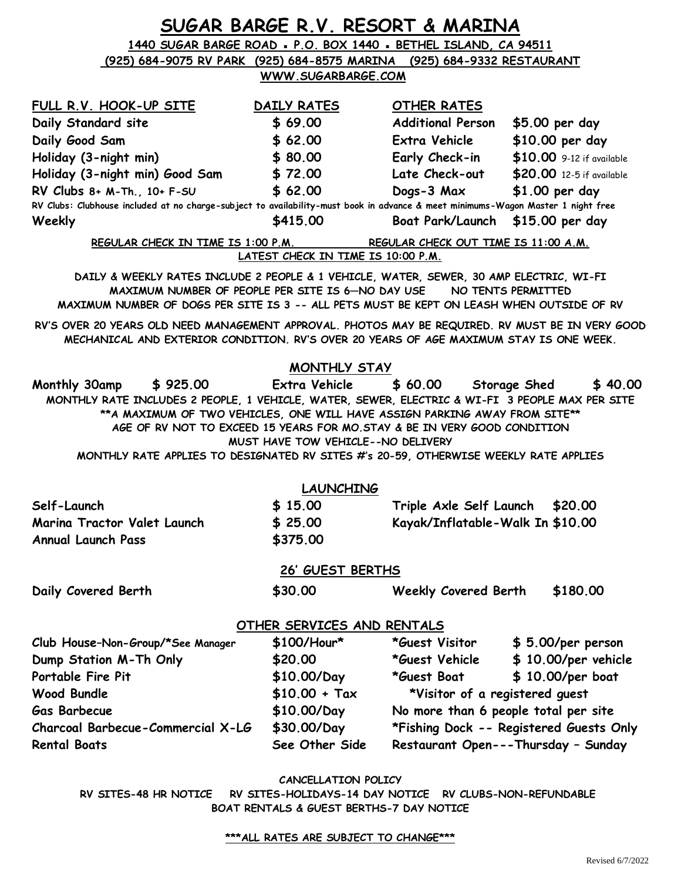# SUGAR BARGE R.V. RESORT & MARINA

**1440 SUGAR BARGE ROAD ▪ P.O. BOX 1440 ▪ BETHEL ISLAND, CA 94511**

**(925) 684-9075 RV PARK (925) 684-8575 MARINA (925) 684-9332 RESTAURANT**

**WWW.SUGARBARGE.COM**

| FULL R.V. HOOK-UP SITE | DAILY RATES | OTHER RATES | |
|---|---|---|---|
| Daily Standard site | $ 69.00 | Additional Person | $5.00 per day |
| Daily Good Sam | $ 62.00 | Extra Vehicle | $10.00 per day |
| Holiday (3-night min) | $ 80.00 | Early Check-in | $10.00 9-12 if available |
| Holiday (3-night min) Good Sam | $ 72.00 | Late Check-out | $20.00 12-5 if available |
| RV Clubs 8+ M-Th., 10+ F-SU | $ 62.00 | Dogs-3 Max | $1.00 per day |

RV Clubs: Clubhouse included at no charge-subject to availability-must book in advance & meet minimums-Wagon Master 1 night free

| | | | |
|---|---|---|---|
| Weekly | $415.00 | Boat Park/Launch | $15.00 per day |

**REGULAR CHECK IN TIME IS 1:00 P.M.** **REGULAR CHECK OUT TIME IS 11:00 A.M.**

**LATEST CHECK IN TIME IS 10:00 P.M.**

DAILY & WEEKLY RATES INCLUDE 2 PEOPLE & 1 VEHICLE, WATER, SEWER, 30 AMP ELECTRIC, WI-FI
MAXIMUM NUMBER OF PEOPLE PER SITE IS 6—NO DAY USE NO TENTS PERMITTED
MAXIMUM NUMBER OF DOGS PER SITE IS 3 -- ALL PETS MUST BE KEPT ON LEASH WHEN OUTSIDE OF RV

RV'S OVER 20 YEARS OLD NEED MANAGEMENT APPROVAL. PHOTOS MAY BE REQUIRED. RV MUST BE IN VERY GOOD MECHANICAL AND EXTERIOR CONDITION. RV'S OVER 20 YEARS OF AGE MAXIMUM STAY IS ONE WEEK.

## MONTHLY STAY

| | | | | | |
|---|---|---|---|---|---|
| Monthly 30amp | $ 925.00 | Extra Vehicle | $ 60.00 | Storage Shed | $ 40.00 |

MONTHLY RATE INCLUDES 2 PEOPLE, 1 VEHICLE, WATER, SEWER, ELECTRIC & WI-FI 3 PEOPLE MAX PER SITE
**A MAXIMUM OF TWO VEHICLES, ONE WILL HAVE ASSIGN PARKING AWAY FROM SITE**
AGE OF RV NOT TO EXCEED 15 YEARS FOR MO.STAY & BE IN VERY GOOD CONDITION
MUST HAVE TOW VEHICLE--NO DELIVERY
MONTHLY RATE APPLIES TO DESIGNATED RV SITES #'s 20-59, OTHERWISE WEEKLY RATE APPLIES

## LAUNCHING

| | | | |
|---|---|---|---|
| Self-Launch | $ 15.00 | Triple Axle Self Launch | $20.00 |
| Marina Tractor Valet Launch | $ 25.00 | Kayak/Inflatable-Walk In | $10.00 |
| Annual Launch Pass | $375.00 | | |

## 26' GUEST BERTHS

| | | | |
|---|---|---|---|
| Daily Covered Berth | $30.00 | Weekly Covered Berth | $180.00 |

## OTHER SERVICES AND RENTALS

| | | | |
|---|---|---|---|
| Club House–Non-Group/*See Manager | $100/Hour* | *Guest Visitor | $ 5.00/per person |
| Dump Station M-Th Only | $20.00 | *Guest Vehicle | $ 10.00/per vehicle |
| Portable Fire Pit | $10.00/Day | *Guest Boat | $ 10.00/per boat |
| Wood Bundle | $10.00 + Tax | *Visitor of a registered guest | |
| Gas Barbecue | $10.00/Day | No more than 6 people total per site | |
| Charcoal Barbecue-Commercial X-LG | $30.00/Day | *Fishing Dock -- Registered Guests Only | |
| Rental Boats | See Other Side | Restaurant Open---Thursday – Sunday | |

CANCELLATION POLICY

RV SITES-48 HR NOTICE RV SITES-HOLIDAYS-14 DAY NOTICE RV CLUBS-NON-REFUNDABLE
BOAT RENTALS & GUEST BERTHS-7 DAY NOTICE

**\*\*\*ALL RATES ARE SUBJECT TO CHANGE\*\*\***

Revised 6/7/2022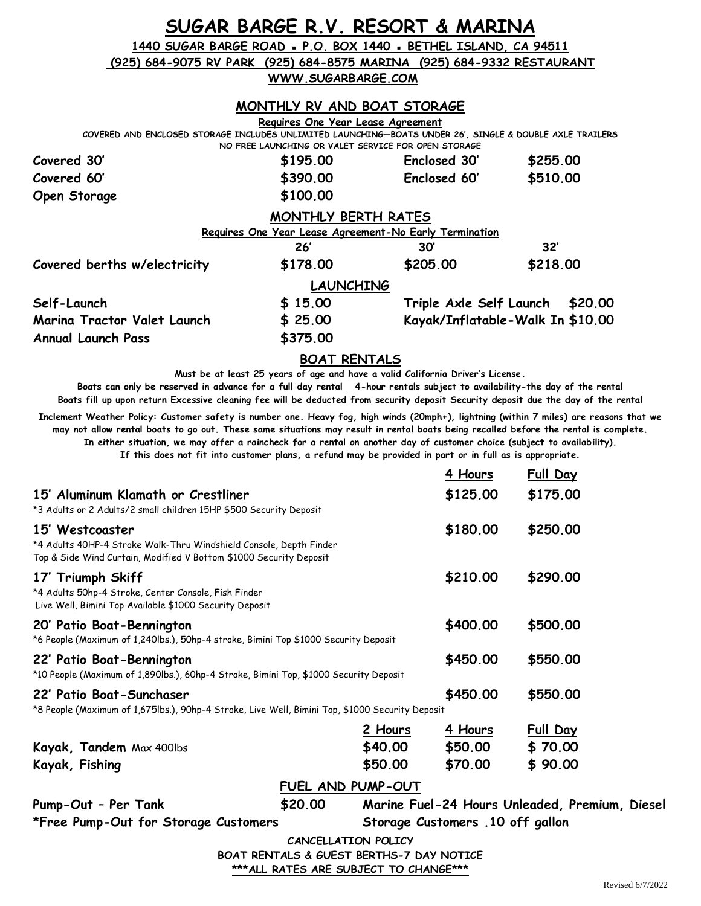# SUGAR BARGE R.V. RESORT & MARINA

**1440 SUGAR BARGE ROAD ▪ P.O. BOX 1440 ▪ BETHEL ISLAND, CA 94511**

**(925) 684-9075 RV PARK (925) 684-8575 MARINA (925) 684-9332 RESTAURANT**

**WWW.SUGARBARGE.COM**

## MONTHLY RV AND BOAT STORAGE

**Requires One Year Lease Agreement**

COVERED AND ENCLOSED STORAGE INCLUDES UNLIMITED LAUNCHING—BOATS UNDER 26', SINGLE & DOUBLE AXLE TRAILERS
NO FREE LAUNCHING OR VALET SERVICE FOR OPEN STORAGE

| | | | |
|---|---|---|---|
| Covered 30' | $195.00 | Enclosed 30' | $255.00 |
| Covered 60' | $390.00 | Enclosed 60' | $510.00 |
| Open Storage | $100.00 | | |

## MONTHLY BERTH RATES

**Requires One Year Lease Agreement-No Early Termination**

| | 26' | 30' | 32' |
|---|---|---|---|
| Covered berths w/electricity | $178.00 | $205.00 | $218.00 |

## LAUNCHING

| | | | |
|---|---|---|---|
| Self-Launch | $ 15.00 | Triple Axle Self Launch | $20.00 |
| Marina Tractor Valet Launch | $ 25.00 | Kayak/Inflatable-Walk In | $10.00 |
| Annual Launch Pass | $375.00 | | |

## BOAT RENTALS

**Must be at least 25 years of age and have a valid California Driver's License.**

**Boats can only be reserved in advance for a full day rental 4-hour rentals subject to availability-the day of the rental**
**Boats fill up upon return Excessive cleaning fee will be deducted from security deposit Security deposit due the day of the rental**

**Inclement Weather Policy: Customer safety is number one. Heavy fog, high winds (20mph+), lightning (within 7 miles) are reasons that we may not allow rental boats to go out. These same situations may result in rental boats being recalled before the rental is complete. In either situation, we may offer a raincheck for a rental on another day of customer choice (subject to availability). If this does not fit into customer plans, a refund may be provided in part or in full as is appropriate.**

| | 4 Hours | Full Day |
|---|---|---|
| **15' Aluminum Klamath or Crestliner**<br>*3 Adults or 2 Adults/2 small children 15HP $500 Security Deposit | $125.00 | $175.00 |
| **15' Westcoaster**<br>*4 Adults 40HP-4 Stroke Walk-Thru Windshield Console, Depth Finder Top & Side Wind Curtain, Modified V Bottom $1000 Security Deposit | $180.00 | $250.00 |
| **17' Triumph Skiff**<br>*4 Adults 50hp-4 Stroke, Center Console, Fish Finder Live Well, Bimini Top Available $1000 Security Deposit | $210.00 | $290.00 |
| **20' Patio Boat-Bennington**<br>*6 People (Maximum of 1,240lbs.), 50hp-4 stroke, Bimini Top $1000 Security Deposit | $400.00 | $500.00 |
| **22' Patio Boat-Bennington**<br>*10 People (Maximum of 1,890lbs.), 60hp-4 Stroke, Bimini Top, $1000 Security Deposit | $450.00 | $550.00 |
| **22' Patio Boat-Sunchaser**<br>*8 People (Maximum of 1,675lbs.), 90hp-4 Stroke, Live Well, Bimini Top, $1000 Security Deposit | $450.00 | $550.00 |

| | 2 Hours | 4 Hours | Full Day |
|---|---|---|---|
| Kayak, Tandem Max 400lbs | $40.00 | $50.00 | $ 70.00 |
| Kayak, Fishing | $50.00 | $70.00 | $ 90.00 |

## FUEL AND PUMP-OUT

| | | |
|---|---|---|
| Pump-Out – Per Tank | $20.00 | Marine Fuel-24 Hours Unleaded, Premium, Diesel |
| *Free Pump-Out for Storage Customers | | Storage Customers .10 off gallon |

CANCELLATION POLICY
BOAT RENTALS & GUEST BERTHS-7 DAY NOTICE
***ALL RATES ARE SUBJECT TO CHANGE***

Revised 6/7/2022